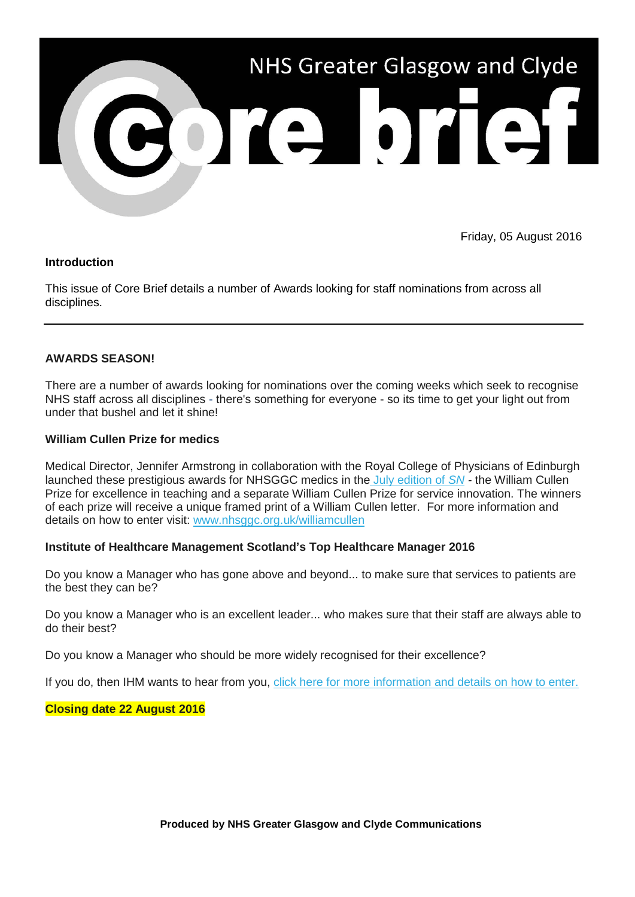# NHS Greater Glasgow and Clyde Core brief

Friday, 05 August 2016

**Introduction**

This issue of Core Brief details a number of Awards looking for staff nominations from across all disciplines.

---

## AWARDS SEASON!

There are a number of awards looking for nominations over the coming weeks which seek to recognise NHS staff across all disciplines - there's something for everyone - so its time to get your light out from under that bushel and let it shine!

### William Cullen Prize for medics

Medical Director, Jennifer Armstrong in collaboration with the Royal College of Physicians of Edinburgh launched these prestigious awards for NHSGGC medics in the July edition of *SN* - the William Cullen Prize for excellence in teaching and a separate William Cullen Prize for service innovation. The winners of each prize will receive a unique framed print of a William Cullen letter. For more information and details on how to enter visit: www.nhsggc.org.uk/williamcullen

### Institute of Healthcare Management Scotland's Top Healthcare Manager 2016

Do you know a Manager who has gone above and beyond... to make sure that services to patients are the best they can be?

Do you know a Manager who is an excellent leader... who makes sure that their staff are always able to do their best?

Do you know a Manager who should be more widely recognised for their excellence?

If you do, then IHM wants to hear from you, click here for more information and details on how to enter.

**Closing date 22 August 2016**

**Produced by NHS Greater Glasgow and Clyde Communications**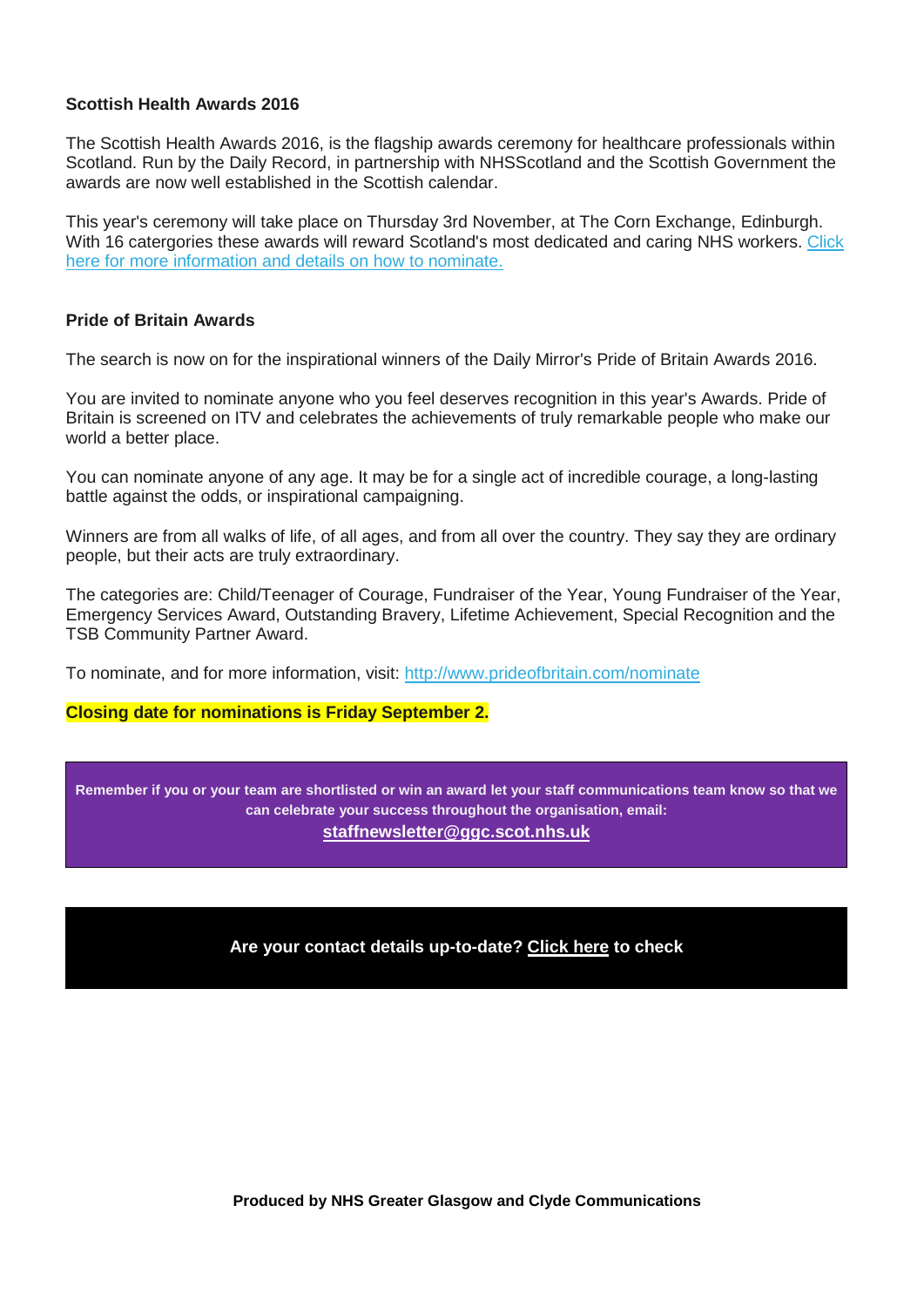### Scottish Health Awards 2016

The Scottish Health Awards 2016, is the flagship awards ceremony for healthcare professionals within Scotland. Run by the Daily Record, in partnership with NHSScotland and the Scottish Government the awards are now well established in the Scottish calendar.

This year's ceremony will take place on Thursday 3rd November, at The Corn Exchange, Edinburgh. With 16 catergories these awards will reward Scotland's most dedicated and caring NHS workers. Click here for more information and details on how to nominate.

### Pride of Britain Awards

The search is now on for the inspirational winners of the Daily Mirror's Pride of Britain Awards 2016.

You are invited to nominate anyone who you feel deserves recognition in this year's Awards. Pride of Britain is screened on ITV and celebrates the achievements of truly remarkable people who make our world a better place.

You can nominate anyone of any age. It may be for a single act of incredible courage, a long-lasting battle against the odds, or inspirational campaigning.

Winners are from all walks of life, of all ages, and from all over the country. They say they are ordinary people, but their acts are truly extraordinary.

The categories are: Child/Teenager of Courage, Fundraiser of the Year, Young Fundraiser of the Year, Emergency Services Award, Outstanding Bravery, Lifetime Achievement, Special Recognition and the TSB Community Partner Award.

To nominate, and for more information, visit: http://www.prideofbritain.com/nominate

**Closing date for nominations is Friday September 2.**

**Remember if you or your team are shortlisted or win an award let your staff communications team know so that we can celebrate your success throughout the organisation, email:**
**staffnewsletter@ggc.scot.nhs.uk**

**Are your contact details up-to-date? Click here to check**

**Produced by NHS Greater Glasgow and Clyde Communications**